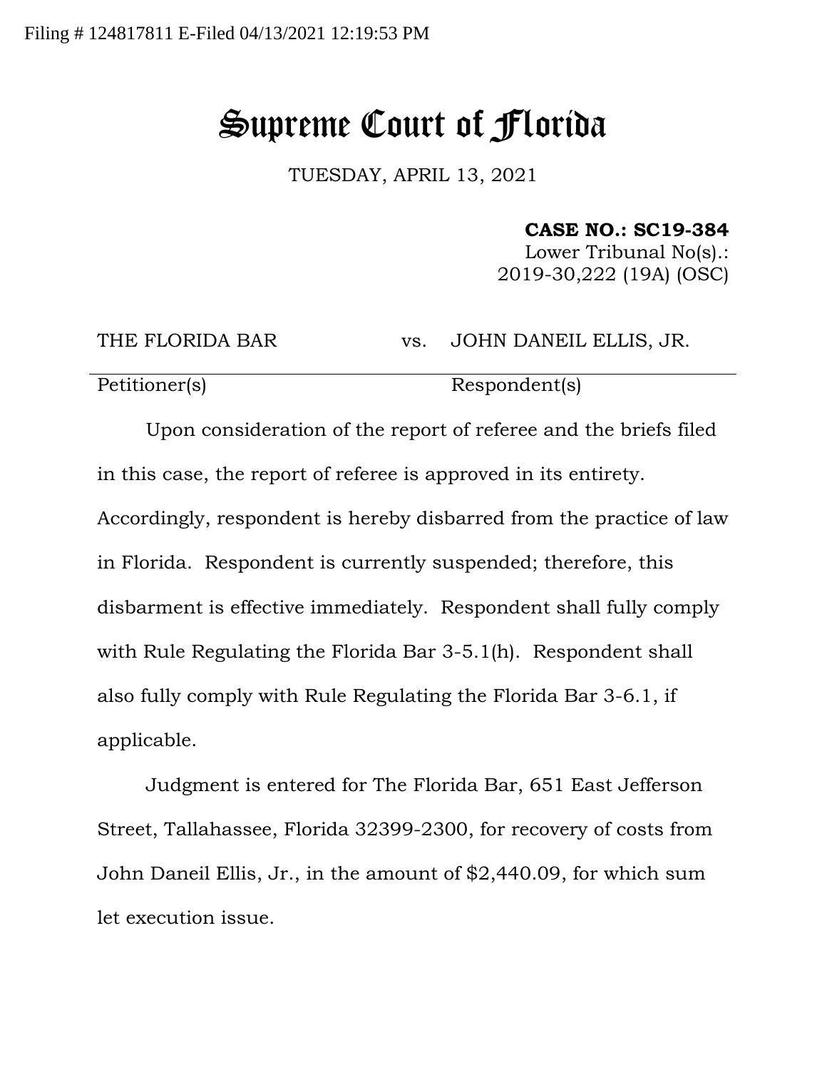Filing # 124817811 E-Filed 04/13/2021 12:19:53 PM

# Supreme Court of Florida

TUESDAY, APRIL 13, 2021

**CASE NO.: SC19-384**
Lower Tribunal No(s).:
2019-30,222 (19A) (OSC)

| THE FLORIDA BAR | vs. | JOHN DANEIL ELLIS, JR. |
| --- | --- | --- |
| Petitioner(s) | | Respondent(s) |

Upon consideration of the report of referee and the briefs filed in this case, the report of referee is approved in its entirety. Accordingly, respondent is hereby disbarred from the practice of law in Florida. Respondent is currently suspended; therefore, this disbarment is effective immediately. Respondent shall fully comply with Rule Regulating the Florida Bar 3-5.1(h). Respondent shall also fully comply with Rule Regulating the Florida Bar 3-6.1, if applicable.

Judgment is entered for The Florida Bar, 651 East Jefferson Street, Tallahassee, Florida 32399-2300, for recovery of costs from John Daneil Ellis, Jr., in the amount of $2,440.09, for which sum let execution issue.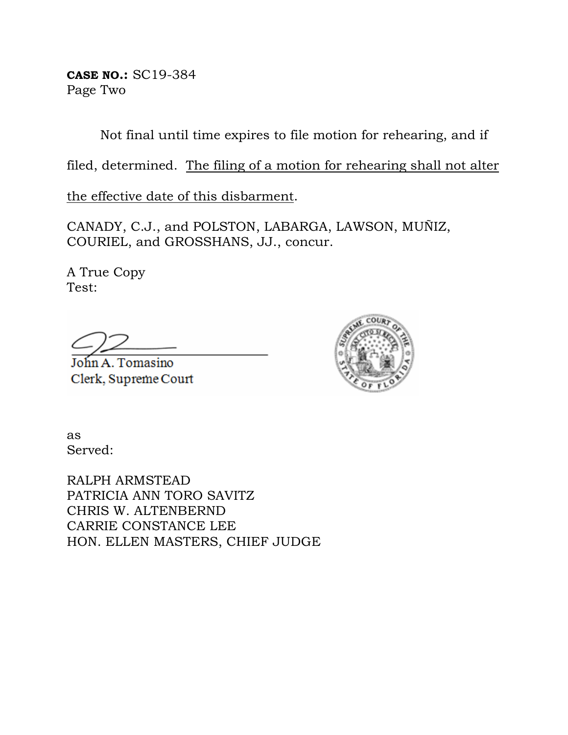**CASE NO.:** SC19-384
Page Two

Not final until time expires to file motion for rehearing, and if filed, determined. <u>The filing of a motion for rehearing shall not alter the effective date of this disbarment</u>.

CANADY, C.J., and POLSTON, LABARGA, LAWSON, MUÑIZ, COURIEL, and GROSSHANS, JJ., concur.

A True Copy
Test:

John A. Tomasino
Clerk, Supreme Court

as
Served:

RALPH ARMSTEAD
PATRICIA ANN TORO SAVITZ
CHRIS W. ALTENBERND
CARRIE CONSTANCE LEE
HON. ELLEN MASTERS, CHIEF JUDGE